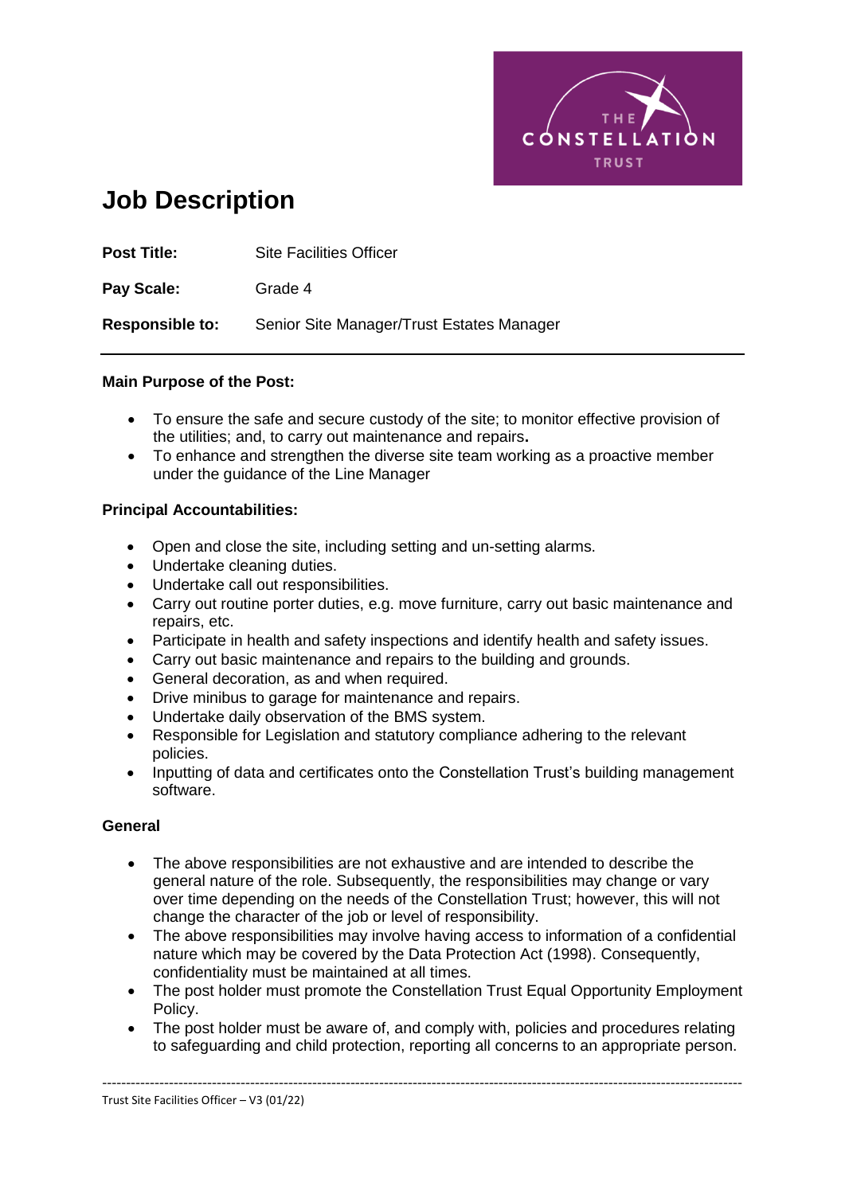# Job Description

**Post Title:** Site Facilities Officer

**Pay Scale:** Grade 4

**Responsible to:** Senior Site Manager/Trust Estates Manager

---

**Main Purpose of the Post:**

- To ensure the safe and secure custody of the site; to monitor effective provision of the utilities; and, to carry out maintenance and repairs**.**
- To enhance and strengthen the diverse site team working as a proactive member under the guidance of the Line Manager

**Principal Accountabilities:**

- Open and close the site, including setting and un-setting alarms.
- Undertake cleaning duties.
- Undertake call out responsibilities.
- Carry out routine porter duties, e.g. move furniture, carry out basic maintenance and repairs, etc.
- Participate in health and safety inspections and identify health and safety issues.
- Carry out basic maintenance and repairs to the building and grounds.
- General decoration, as and when required.
- Drive minibus to garage for maintenance and repairs.
- Undertake daily observation of the BMS system.
- Responsible for Legislation and statutory compliance adhering to the relevant policies.
- Inputting of data and certificates onto the Constellation Trust's building management software.

**General**

- The above responsibilities are not exhaustive and are intended to describe the general nature of the role. Subsequently, the responsibilities may change or vary over time depending on the needs of the Constellation Trust; however, this will not change the character of the job or level of responsibility.
- The above responsibilities may involve having access to information of a confidential nature which may be covered by the Data Protection Act (1998). Consequently, confidentiality must be maintained at all times.
- The post holder must promote the Constellation Trust Equal Opportunity Employment Policy.
- The post holder must be aware of, and comply with, policies and procedures relating to safeguarding and child protection, reporting all concerns to an appropriate person.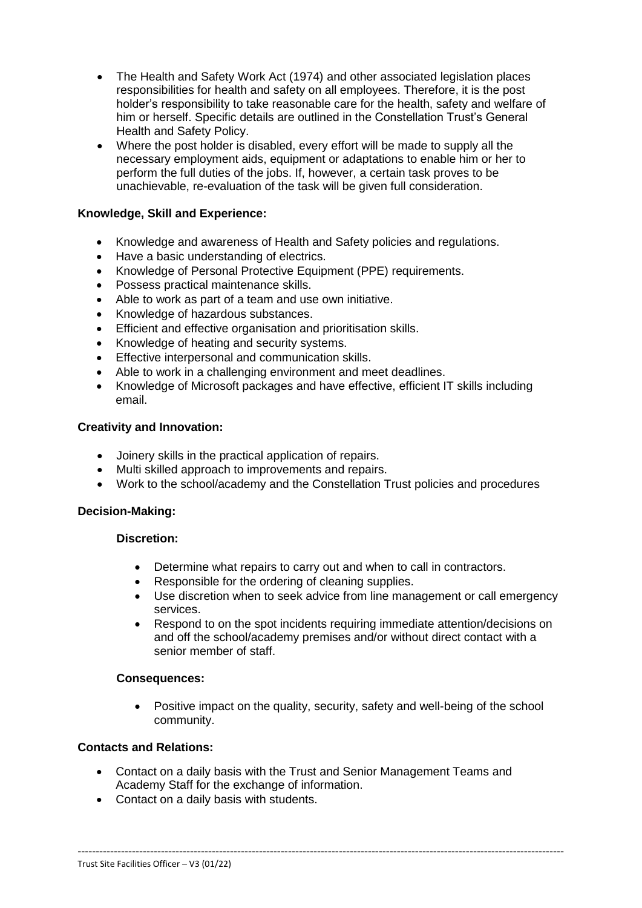- The Health and Safety Work Act (1974) and other associated legislation places responsibilities for health and safety on all employees. Therefore, it is the post holder's responsibility to take reasonable care for the health, safety and welfare of him or herself. Specific details are outlined in the Constellation Trust's General Health and Safety Policy.
- Where the post holder is disabled, every effort will be made to supply all the necessary employment aids, equipment or adaptations to enable him or her to perform the full duties of the jobs. If, however, a certain task proves to be unachievable, re-evaluation of the task will be given full consideration.

**Knowledge, Skill and Experience:**

- Knowledge and awareness of Health and Safety policies and regulations.
- Have a basic understanding of electrics.
- Knowledge of Personal Protective Equipment (PPE) requirements.
- Possess practical maintenance skills.
- Able to work as part of a team and use own initiative.
- Knowledge of hazardous substances.
- Efficient and effective organisation and prioritisation skills.
- Knowledge of heating and security systems.
- Effective interpersonal and communication skills.
- Able to work in a challenging environment and meet deadlines.
- Knowledge of Microsoft packages and have effective, efficient IT skills including email.

**Creativity and Innovation:**

- Joinery skills in the practical application of repairs.
- Multi skilled approach to improvements and repairs.
- Work to the school/academy and the Constellation Trust policies and procedures

**Decision-Making:**

**Discretion:**

- Determine what repairs to carry out and when to call in contractors.
- Responsible for the ordering of cleaning supplies.
- Use discretion when to seek advice from line management or call emergency services.
- Respond to on the spot incidents requiring immediate attention/decisions on and off the school/academy premises and/or without direct contact with a senior member of staff.

**Consequences:**

- Positive impact on the quality, security, safety and well-being of the school community.

**Contacts and Relations:**

- Contact on a daily basis with the Trust and Senior Management Teams and Academy Staff for the exchange of information.
- Contact on a daily basis with students.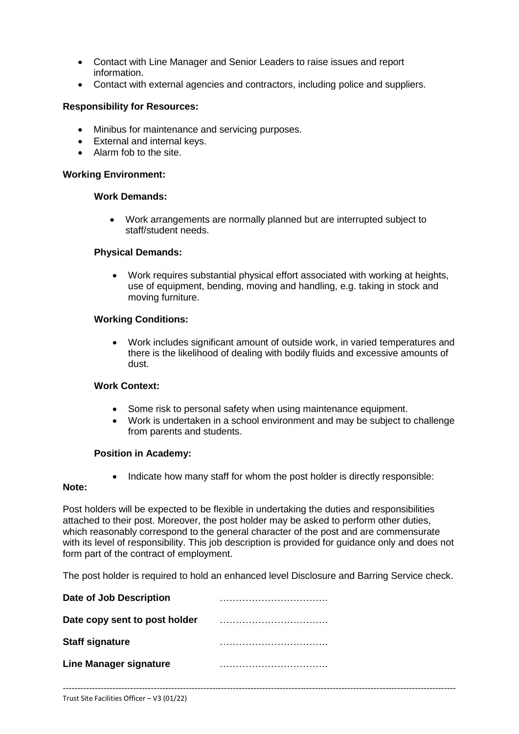- Contact with Line Manager and Senior Leaders to raise issues and report information.
- Contact with external agencies and contractors, including police and suppliers.

**Responsibility for Resources:**

- Minibus for maintenance and servicing purposes.
- External and internal keys.
- Alarm fob to the site.

**Working Environment:**

**Work Demands:**

- Work arrangements are normally planned but are interrupted subject to staff/student needs.

**Physical Demands:**

- Work requires substantial physical effort associated with working at heights, use of equipment, bending, moving and handling, e.g. taking in stock and moving furniture.

**Working Conditions:**

- Work includes significant amount of outside work, in varied temperatures and there is the likelihood of dealing with bodily fluids and excessive amounts of dust.

**Work Context:**

- Some risk to personal safety when using maintenance equipment.
- Work is undertaken in a school environment and may be subject to challenge from parents and students.

**Position in Academy:**

- Indicate how many staff for whom the post holder is directly responsible:

**Note:**

Post holders will be expected to be flexible in undertaking the duties and responsibilities attached to their post. Moreover, the post holder may be asked to perform other duties, which reasonably correspond to the general character of the post and are commensurate with its level of responsibility. This job description is provided for guidance only and does not form part of the contract of employment.

The post holder is required to hold an enhanced level Disclosure and Barring Service check.

**Date of Job Description** …………………………….

**Date copy sent to post holder** …………………………….

**Staff signature** …………………………….

**Line Manager signature** …………………………….